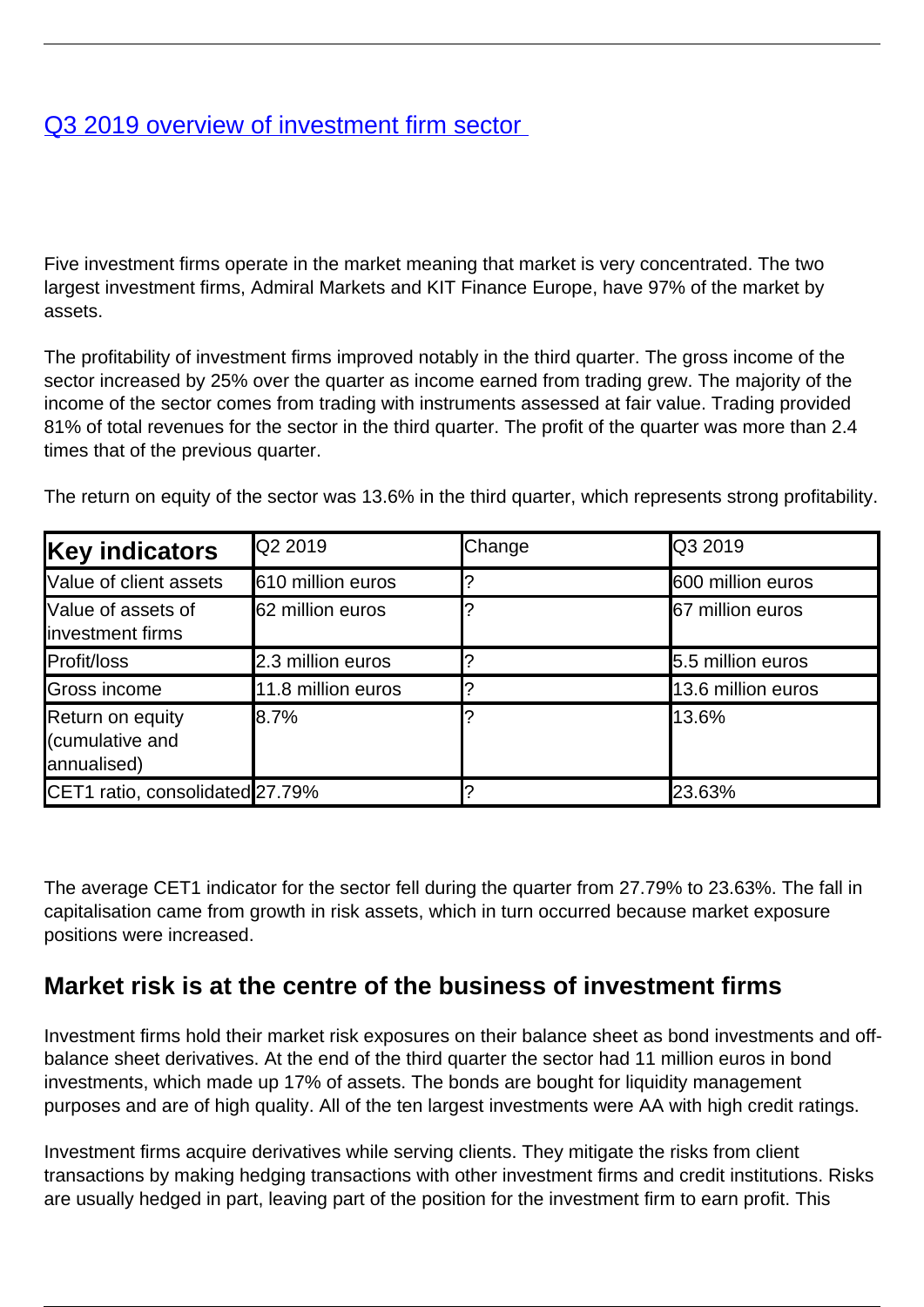[Q3 2019 overview of investment firm sector](#)

Five investment firms operate in the market meaning that market is very concentrated. The two largest investment firms, Admiral Markets and KIT Finance Europe, have 97% of the market by assets.

The profitability of investment firms improved notably in the third quarter. The gross income of the sector increased by 25% over the quarter as income earned from trading grew. The majority of the income of the sector comes from trading with instruments assessed at fair value. Trading provided 81% of total revenues for the sector in the third quarter. The profit of the quarter was more than 2.4 times that of the previous quarter.

The return on equity of the sector was 13.6% in the third quarter, which represents strong profitability.

| **Key indicators** | Q2 2019 | Change | Q3 2019 |
|---|---|---|---|
| Value of client assets | 610 million euros | ? | 600 million euros |
| Value of assets of investment firms | 62 million euros | ? | 67 million euros |
| Profit/loss | 2.3 million euros | ? | 5.5 million euros |
| Gross income | 11.8 million euros | ? | 13.6 million euros |
| Return on equity (cumulative and annualised) | 8.7% | ? | 13.6% |
| CET1 ratio, consolidated | 27.79% | ? | 23.63% |

The average CET1 indicator for the sector fell during the quarter from 27.79% to 23.63%. The fall in capitalisation came from growth in risk assets, which in turn occurred because market exposure positions were increased.

## Market risk is at the centre of the business of investment firms

Investment firms hold their market risk exposures on their balance sheet as bond investments and off-balance sheet derivatives. At the end of the third quarter the sector had 11 million euros in bond investments, which made up 17% of assets. The bonds are bought for liquidity management purposes and are of high quality. All of the ten largest investments were AA with high credit ratings.

Investment firms acquire derivatives while serving clients. They mitigate the risks from client transactions by making hedging transactions with other investment firms and credit institutions. Risks are usually hedged in part, leaving part of the position for the investment firm to earn profit. This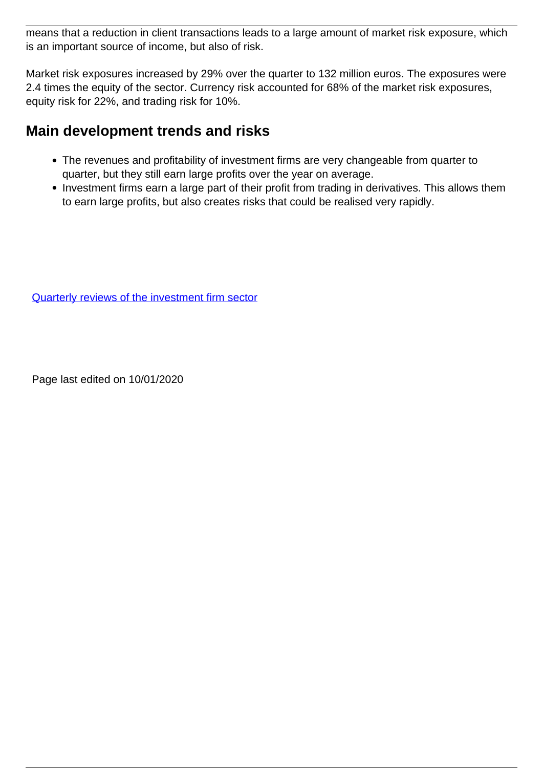means that a reduction in client transactions leads to a large amount of market risk exposure, which is an important source of income, but also of risk.

Market risk exposures increased by 29% over the quarter to 132 million euros. The exposures were 2.4 times the equity of the sector. Currency risk accounted for 68% of the market risk exposures, equity risk for 22%, and trading risk for 10%.

## Main development trends and risks

- The revenues and profitability of investment firms are very changeable from quarter to quarter, but they still earn large profits over the year on average.
- Investment firms earn a large part of their profit from trading in derivatives. This allows them to earn large profits, but also creates risks that could be realised very rapidly.

Quarterly reviews of the investment firm sector

Page last edited on 10/01/2020